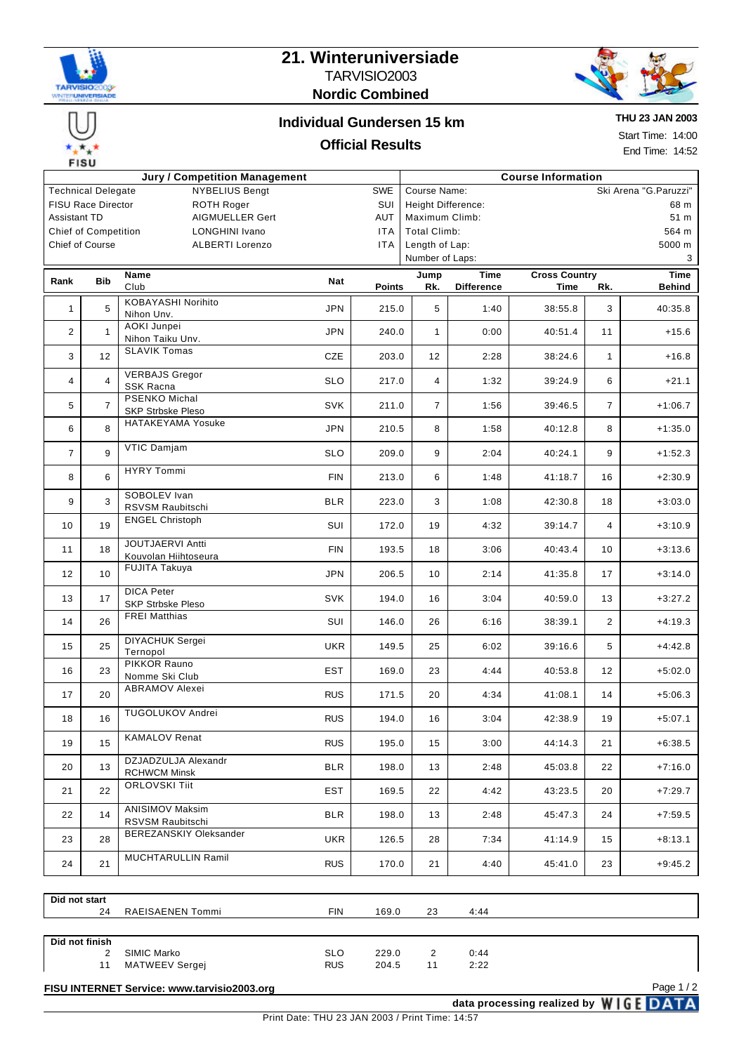# 21. Winteruniversiade

TARVISIO2003

**Nordic Combined**

## Individual Gundersen 15 km

### Official Results

**THU 23 JAN 2003**

Start Time: 14:00

End Time: 14:52

| Jury / Competition Management | | | Course Information | |
|---|---|---|---|---|
| Technical Delegate | NYBELIUS Bengt | SWE | Course Name: | Ski Arena "G.Paruzzi" |
| FISU Race Director | ROTH Roger | SUI | Height Difference: | 68 m |
| Assistant TD | AIGMUELLER Gert | AUT | Maximum Climb: | 51 m |
| Chief of Competition | LONGHINI Ivano | ITA | Total Climb: | 564 m |
| Chief of Course | ALBERTI Lorenzo | ITA | Length of Lap: | 5000 m |
| | | | Number of Laps: | 3 |

| Rank | Bib | Name / Club | Nat | Points | Jump Rk. | Time Difference | Cross Country Time | Rk. | Time Behind |
|---|---|---|---|---|---|---|---|---|---|
| 1 | 5 | KOBAYASHI Norihito / Nihon Unv. | JPN | 215.0 | 5 | 1:40 | 38:55.8 | 3 | 40:35.8 |
| 2 | 1 | AOKI Junpei / Nihon Taiku Unv. | JPN | 240.0 | 1 | 0:00 | 40:51.4 | 11 | +15.6 |
| 3 | 12 | SLAVIK Tomas | CZE | 203.0 | 12 | 2:28 | 38:24.6 | 1 | +16.8 |
| 4 | 4 | VERBAJS Gregor / SSK Racna | SLO | 217.0 | 4 | 1:32 | 39:24.9 | 6 | +21.1 |
| 5 | 7 | PSENKO Michal / SKP Strbske Pleso | SVK | 211.0 | 7 | 1:56 | 39:46.5 | 7 | +1:06.7 |
| 6 | 8 | HATAKEYAMA Yosuke | JPN | 210.5 | 8 | 1:58 | 40:12.8 | 8 | +1:35.0 |
| 7 | 9 | VTIC Damjam | SLO | 209.0 | 9 | 2:04 | 40:24.1 | 9 | +1:52.3 |
| 8 | 6 | HYRY Tommi | FIN | 213.0 | 6 | 1:48 | 41:18.7 | 16 | +2:30.9 |
| 9 | 3 | SOBOLEV Ivan / RSVSM Raubitschi | BLR | 223.0 | 3 | 1:08 | 42:30.8 | 18 | +3:03.0 |
| 10 | 19 | ENGEL Christoph | SUI | 172.0 | 19 | 4:32 | 39:14.7 | 4 | +3:10.9 |
| 11 | 18 | JOUTJAERVI Antti / Kouvolan Hiihtoseura | FIN | 193.5 | 18 | 3:06 | 40:43.4 | 10 | +3:13.6 |
| 12 | 10 | FUJITA Takuya | JPN | 206.5 | 10 | 2:14 | 41:35.8 | 17 | +3:14.0 |
| 13 | 17 | DICA Peter / SKP Strbske Pleso | SVK | 194.0 | 16 | 3:04 | 40:59.0 | 13 | +3:27.2 |
| 14 | 26 | FREI Matthias | SUI | 146.0 | 26 | 6:16 | 38:39.1 | 2 | +4:19.3 |
| 15 | 25 | DIYACHUK Sergei / Ternopol | UKR | 149.5 | 25 | 6:02 | 39:16.6 | 5 | +4:42.8 |
| 16 | 23 | PIKKOR Rauno / Nomme Ski Club | EST | 169.0 | 23 | 4:44 | 40:53.8 | 12 | +5:02.0 |
| 17 | 20 | ABRAMOV Alexei | RUS | 171.5 | 20 | 4:34 | 41:08.1 | 14 | +5:06.3 |
| 18 | 16 | TUGOLUKOV Andrei | RUS | 194.0 | 16 | 3:04 | 42:38.9 | 19 | +5:07.1 |
| 19 | 15 | KAMALOV Renat | RUS | 195.0 | 15 | 3:00 | 44:14.3 | 21 | +6:38.5 |
| 20 | 13 | DZJADZULJA Alexandr / RCHWCM Minsk | BLR | 198.0 | 13 | 2:48 | 45:03.8 | 22 | +7:16.0 |
| 21 | 22 | ORLOVSKI Tiit | EST | 169.5 | 22 | 4:42 | 43:23.5 | 20 | +7:29.7 |
| 22 | 14 | ANISIMOV Maksim / RSVSM Raubitschi | BLR | 198.0 | 13 | 2:48 | 45:47.3 | 24 | +7:59.5 |
| 23 | 28 | BEREZANSKIY Oleksander | UKR | 126.5 | 28 | 7:34 | 41:14.9 | 15 | +8:13.1 |
| 24 | 21 | MUCHTARULLIN Ramil | RUS | 170.0 | 21 | 4:40 | 45:41.0 | 23 | +9:45.2 |

**Did not start**

| Bib | Name | Nat | Points | Jump Rk. | Time Difference |
|---|---|---|---|---|---|
| 24 | RAEISAENEN Tommi | FIN | 169.0 | 23 | 4:44 |

**Did not finish**

| Bib | Name | Nat | Points | Jump Rk. | Time Difference |
|---|---|---|---|---|---|
| 2 | SIMIC Marko | SLO | 229.0 | 2 | 0:44 |
| 11 | MATWEEV Sergej | RUS | 204.5 | 11 | 2:22 |

**FISU INTERNET Service: www.tarvisio2003.org**

**data processing realized by WIGE DATA**

Print Date: THU 23 JAN 2003 / Print Time: 14:57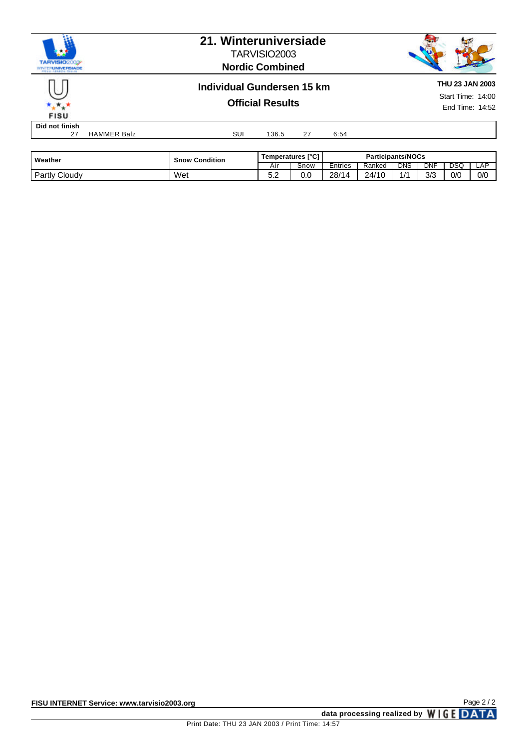# 21. Winteruniversiade

TARVISIO2003

**Nordic Combined**

## Individual Gundersen 15 km

**Official Results**

**THU 23 JAN 2003**

Start Time: 14:00

End Time: 14:52

**Did not finish**

| | | | | | |
|---|---|---|---|---|---|
| 27 | HAMMER Balz | SUI | 136.5 | 27 | 6:54 |

| Weather | Snow Condition | Temperatures [°C] | | Participants/NOCs | | | | | |
|---|---|---|---|---|---|---|---|---|---|
| | | Air | Snow | Entries | Ranked | DNS | DNF | DSQ | LAP |
| Partly Cloudy | Wet | 5.2 | 0.0 | 28/14 | 24/10 | 1/1 | 3/3 | 0/0 | 0/0 |

**FISU INTERNET Service: www.tarvisio2003.org**

data processing realized by WIGE DATA

Print Date: THU 23 JAN 2003 / Print Time: 14:57